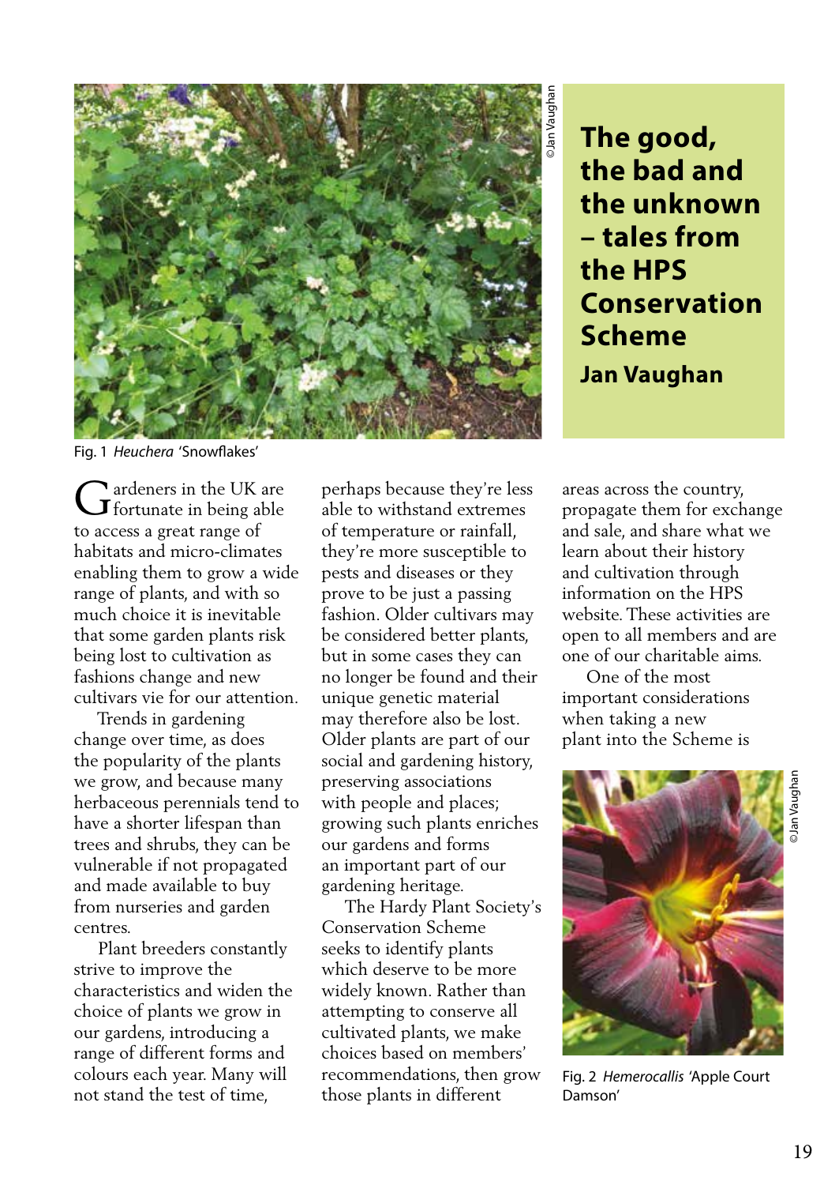# The good, the bad and the unknown – tales from the HPS Conservation Scheme

**Jan Vaughan**

Fig. 1 *Heuchera* 'Snowflakes'

Gardeners in the UK are fortunate in being able to access a great range of habitats and micro-climates enabling them to grow a wide range of plants, and with so much choice it is inevitable that some garden plants risk being lost to cultivation as fashions change and new cultivars vie for our attention.

Trends in gardening change over time, as does the popularity of the plants we grow, and because many herbaceous perennials tend to have a shorter lifespan than trees and shrubs, they can be vulnerable if not propagated and made available to buy from nurseries and garden centres.

Plant breeders constantly strive to improve the characteristics and widen the choice of plants we grow in our gardens, introducing a range of different forms and colours each year. Many will not stand the test of time, perhaps because they're less able to withstand extremes of temperature or rainfall, they're more susceptible to pests and diseases or they prove to be just a passing fashion. Older cultivars may be considered better plants, but in some cases they can no longer be found and their unique genetic material may therefore also be lost. Older plants are part of our social and gardening history, preserving associations with people and places; growing such plants enriches our gardens and forms an important part of our gardening heritage.

The Hardy Plant Society's Conservation Scheme seeks to identify plants which deserve to be more widely known. Rather than attempting to conserve all cultivated plants, we make choices based on members' recommendations, then grow those plants in different areas across the country, propagate them for exchange and sale, and share what we learn about their history and cultivation through information on the HPS website. These activities are open to all members and are one of our charitable aims.

One of the most important considerations when taking a new plant into the Scheme is

Fig. 2 *Hemerocallis* 'Apple Court Damson'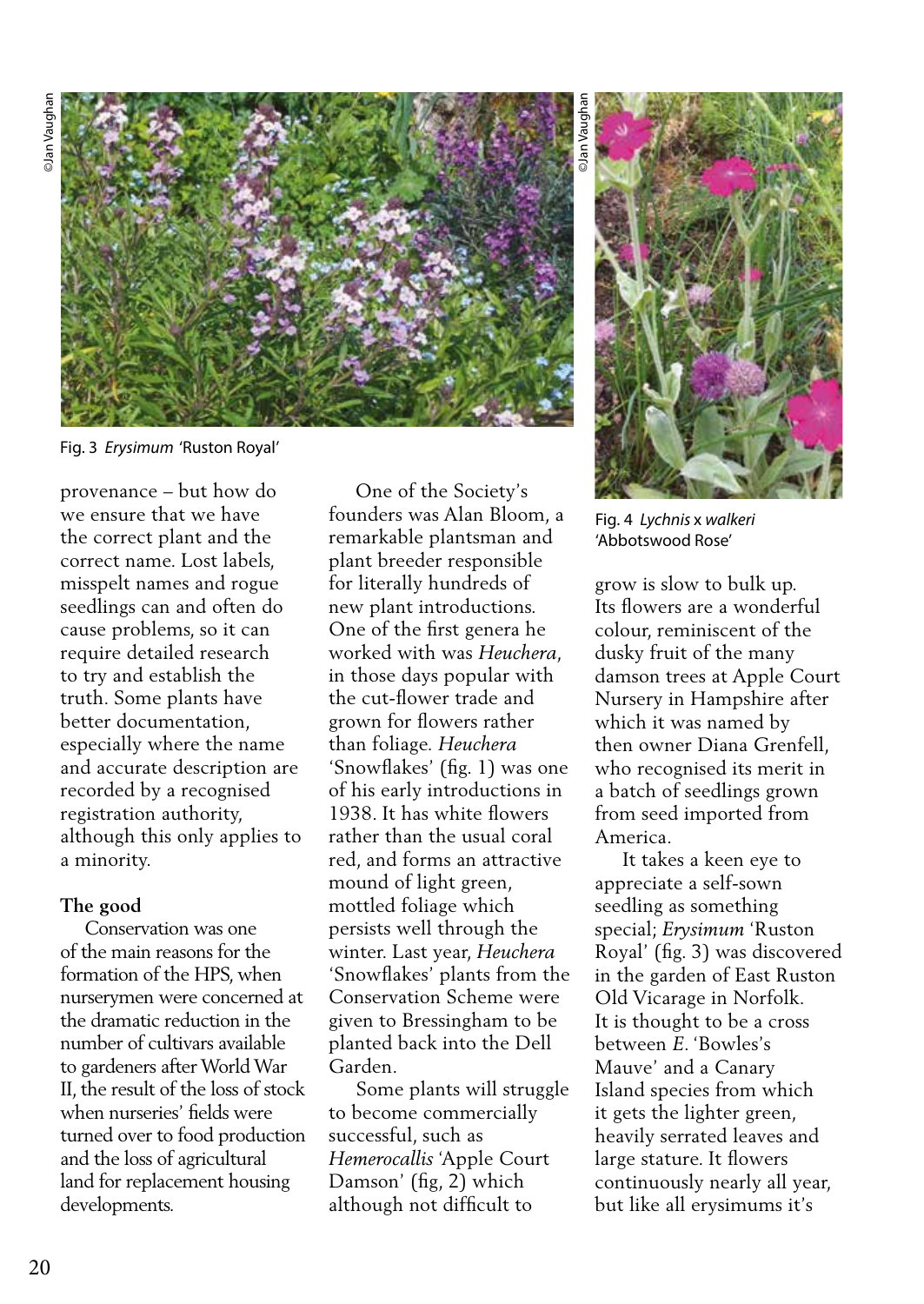Fig. 3 *Erysimum* 'Ruston Royal'

Fig. 4 *Lychnis* x *walkeri* 'Abbotswood Rose'

provenance – but how do we ensure that we have the correct plant and the correct name. Lost labels, misspelt names and rogue seedlings can and often do cause problems, so it can require detailed research to try and establish the truth. Some plants have better documentation, especially where the name and accurate description are recorded by a recognised registration authority, although this only applies to a minority.

**The good**

Conservation was one of the main reasons for the formation of the HPS, when nurserymen were concerned at the dramatic reduction in the number of cultivars available to gardeners after World War II, the result of the loss of stock when nurseries' fields were turned over to food production and the loss of agricultural land for replacement housing developments.

One of the Society's founders was Alan Bloom, a remarkable plantsman and plant breeder responsible for literally hundreds of new plant introductions. One of the first genera he worked with was *Heuchera*, in those days popular with the cut-flower trade and grown for flowers rather than foliage. *Heuchera* 'Snowflakes' (fig. 1) was one of his early introductions in 1938. It has white flowers rather than the usual coral red, and forms an attractive mound of light green, mottled foliage which persists well through the winter. Last year, *Heuchera* 'Snowflakes' plants from the Conservation Scheme were given to Bressingham to be planted back into the Dell Garden.

Some plants will struggle to become commercially successful, such as *Hemerocallis* 'Apple Court Damson' (fig, 2) which although not difficult to grow is slow to bulk up. Its flowers are a wonderful colour, reminiscent of the dusky fruit of the many damson trees at Apple Court Nursery in Hampshire after which it was named by then owner Diana Grenfell, who recognised its merit in a batch of seedlings grown from seed imported from America.

It takes a keen eye to appreciate a self-sown seedling as something special; *Erysimum* 'Ruston Royal' (fig. 3) was discovered in the garden of East Ruston Old Vicarage in Norfolk. It is thought to be a cross between *E*. 'Bowles's Mauve' and a Canary Island species from which it gets the lighter green, heavily serrated leaves and large stature. It flowers continuously nearly all year, but like all erysimums it's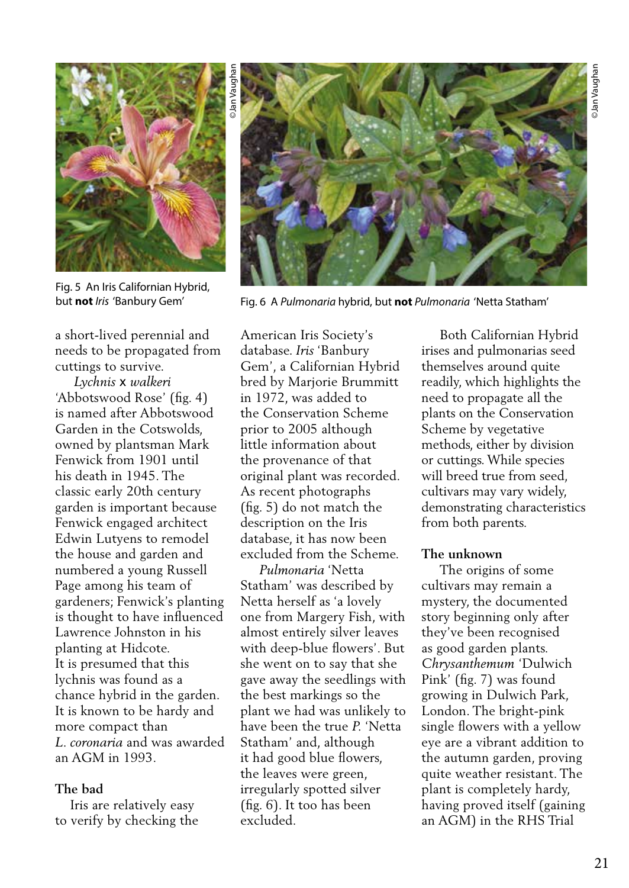Fig. 5 An Iris Californian Hybrid, but **not** *Iris* 'Banbury Gem'

Fig. 6 A *Pulmonaria* hybrid, but **not** *Pulmonaria* 'Netta Statham'

a short-lived perennial and needs to be propagated from cuttings to survive.

*Lychnis* x *walkeri* 'Abbotswood Rose' (fig. 4) is named after Abbotswood Garden in the Cotswolds, owned by plantsman Mark Fenwick from 1901 until his death in 1945. The classic early 20th century garden is important because Fenwick engaged architect Edwin Lutyens to remodel the house and garden and numbered a young Russell Page among his team of gardeners; Fenwick's planting is thought to have influenced Lawrence Johnston in his planting at Hidcote. It is presumed that this lychnis was found as a chance hybrid in the garden. It is known to be hardy and more compact than *L. coronaria* and was awarded an AGM in 1993.

### The bad

Iris are relatively easy to verify by checking the American Iris Society's database. *Iris* 'Banbury Gem', a Californian Hybrid bred by Marjorie Brummitt in 1972, was added to the Conservation Scheme prior to 2005 although little information about the provenance of that original plant was recorded. As recent photographs (fig. 5) do not match the description on the Iris database, it has now been excluded from the Scheme.

*Pulmonaria* 'Netta Statham' was described by Netta herself as 'a lovely one from Margery Fish, with almost entirely silver leaves with deep-blue flowers'. But she went on to say that she gave away the seedlings with the best markings so the plant we had was unlikely to have been the true *P.* 'Netta Statham' and, although it had good blue flowers, the leaves were green, irregularly spotted silver (fig. 6). It too has been excluded.

Both Californian Hybrid irises and pulmonarias seed themselves around quite readily, which highlights the need to propagate all the plants on the Conservation Scheme by vegetative methods, either by division or cuttings. While species will breed true from seed, cultivars may vary widely, demonstrating characteristics from both parents.

### The unknown

The origins of some cultivars may remain a mystery, the documented story beginning only after they've been recognised as good garden plants. *Chrysanthemum* 'Dulwich Pink' (fig. 7) was found growing in Dulwich Park, London. The bright-pink single flowers with a yellow eye are a vibrant addition to the autumn garden, proving quite weather resistant. The plant is completely hardy, having proved itself (gaining an AGM) in the RHS Trial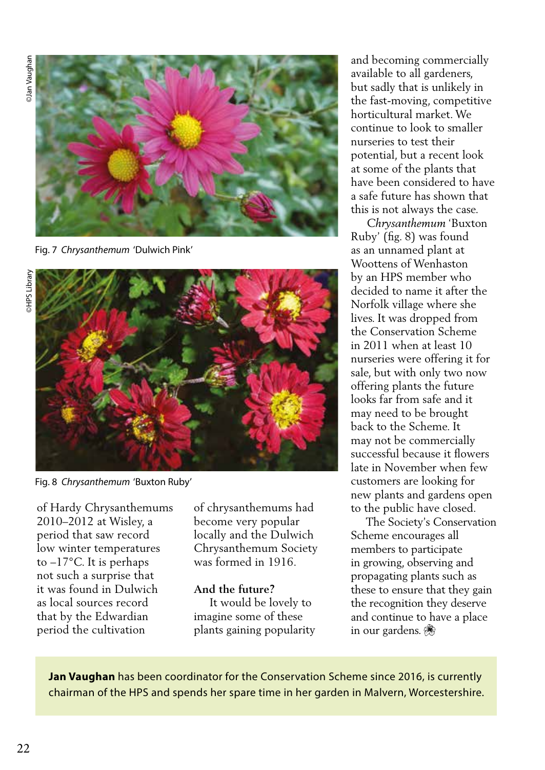©Jan Vaughan

Fig. 7 *Chrysanthemum* 'Dulwich Pink'

©HPS Library

Fig. 8 *Chrysanthemum* 'Buxton Ruby'

of Hardy Chrysanthemums 2010–2012 at Wisley, a period that saw record low winter temperatures to –17°C. It is perhaps not such a surprise that it was found in Dulwich as local sources record that by the Edwardian period the cultivation of chrysanthemums had become very popular locally and the Dulwich Chrysanthemum Society was formed in 1916.

### And the future?

It would be lovely to imagine some of these plants gaining popularity and becoming commercially available to all gardeners, but sadly that is unlikely in the fast-moving, competitive horticultural market. We continue to look to smaller nurseries to test their potential, but a recent look at some of the plants that have been considered to have a safe future has shown that this is not always the case.

*Chrysanthemum* 'Buxton Ruby' (fig. 8) was found as an unnamed plant at Woottens of Wenhaston by an HPS member who decided to name it after the Norfolk village where she lives. It was dropped from the Conservation Scheme in 2011 when at least 10 nurseries were offering it for sale, but with only two now offering plants the future looks far from safe and it may need to be brought back to the Scheme. It may not be commercially successful because it flowers late in November when few customers are looking for new plants and gardens open to the public have closed.

The Society's Conservation Scheme encourages all members to participate in growing, observing and propagating plants such as these to ensure that they gain the recognition they deserve and continue to have a place in our gardens. ❀

**Jan Vaughan** has been coordinator for the Conservation Scheme since 2016, is currently chairman of the HPS and spends her spare time in her garden in Malvern, Worcestershire.